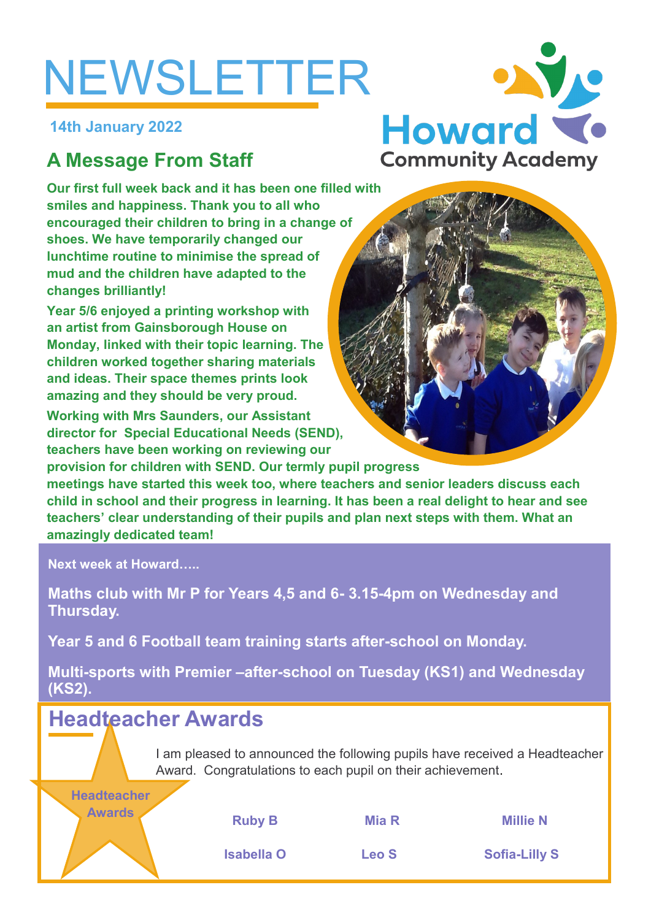# NEWSLETTER

**14th January 2022**

Howard Community Academy

## A Message From Staff

**Our first full week back and it has been one filled with smiles and happiness. Thank you to all who encouraged their children to bring in a change of shoes. We have temporarily changed our lunchtime routine to minimise the spread of mud and the children have adapted to the changes brilliantly!**

**Year 5/6 enjoyed a printing workshop with an artist from Gainsborough House on Monday, linked with their topic learning. The children worked together sharing materials and ideas. Their space themes prints look amazing and they should be very proud.**

**Working with Mrs Saunders, our Assistant director for Special Educational Needs (SEND), teachers have been working on reviewing our provision for children with SEND. Our termly pupil progress meetings have started this week too, where teachers and senior leaders discuss each child in school and their progress in learning. It has been a real delight to hear and see teachers' clear understanding of their pupils and plan next steps with them. What an amazingly dedicated team!**

**Next week at Howard…..**

**Maths club with Mr P for Years 4,5 and 6- 3.15-4pm on Wednesday and Thursday.**

**Year 5 and 6 Football team training starts after-school on Monday.**

**Multi-sports with Premier –after-school on Tuesday (KS1) and Wednesday (KS2).**

## Headteacher Awards

**Headteacher Awards**

I am pleased to announced the following pupils have received a Headteacher Award. Congratulations to each pupil on their achievement.

| | | |
|---|---|---|
| **Ruby B** | **Mia R** | **Millie N** |
| **Isabella O** | **Leo S** | **Sofia-Lilly S** |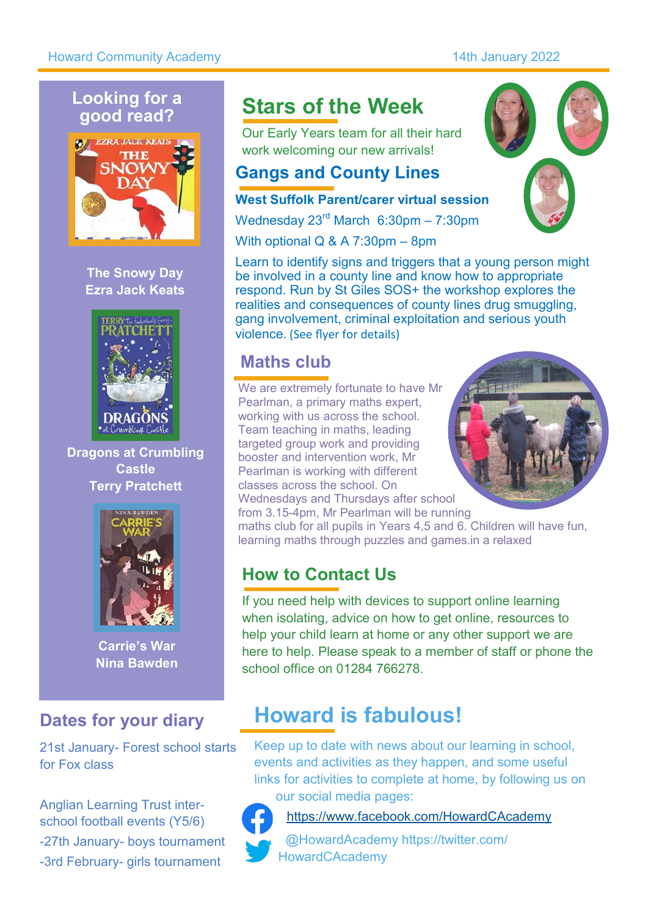## Looking for a good read?

**The Snowy Day**
**Ezra Jack Keats**

**Dragons at Crumbling Castle**
**Terry Pratchett**

**Carrie's War**
**Nina Bawden**

## Dates for your diary

21st January- Forest school starts for Fox class

Anglian Learning Trust inter-school football events (Y5/6)

-27th January- boys tournament

-3rd February- girls tournament

## Stars of the Week

Our Early Years team for all their hard work welcoming our new arrivals!

## Gangs and County Lines

**West Suffolk Parent/carer virtual session**

Wednesday 23rd March 6:30pm – 7:30pm

With optional Q & A 7:30pm – 8pm

Learn to identify signs and triggers that a young person might be involved in a county line and know how to appropriate respond. Run by St Giles SOS+ the workshop explores the realities and consequences of county lines drug smuggling, gang involvement, criminal exploitation and serious youth violence. (See flyer for details)

## Maths club

We are extremely fortunate to have Mr Pearlman, a primary maths expert, working with us across the school. Team teaching in maths, leading targeted group work and providing booster and intervention work, Mr Pearlman is working with different classes across the school. On Wednesdays and Thursdays after school from 3.15-4pm, Mr Pearlman will be running maths club for all pupils in Years 4,5 and 6. Children will have fun, learning maths through puzzles and games.in a relaxed

## How to Contact Us

If you need help with devices to support online learning when isolating, advice on how to get online, resources to help your child learn at home or any other support we are here to help. Please speak to a member of staff or phone the school office on 01284 766278.

## Howard is fabulous!

Keep up to date with news about our learning in school, events and activities as they happen, and some useful links for activities to complete at home, by following us on our social media pages:

https://www.facebook.com/HowardCAcademy

@HowardAcademy https://twitter.com/HowardCAcademy